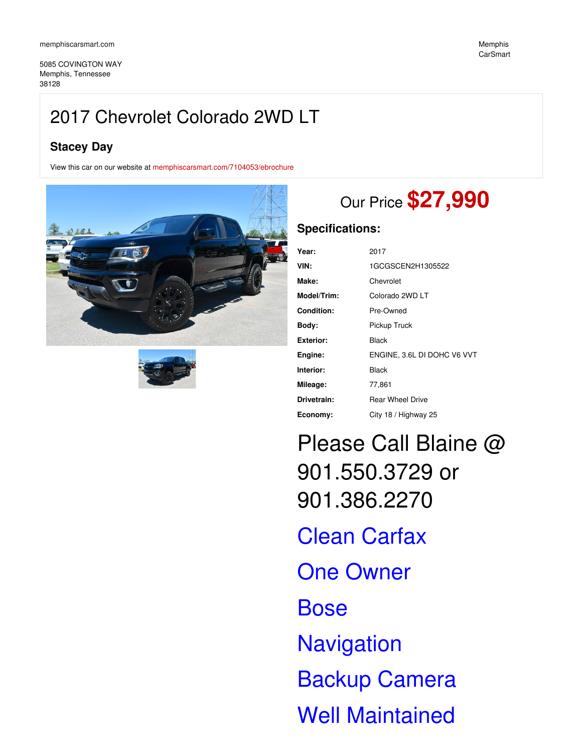memphiscarsmart.com

5085 COVINGTON WAY
Memphis, Tennessee
38128

Memphis CarSmart

# 2017 Chevrolet Colorado 2WD LT

## Stacey Day

View this car on our website at memphiscarsmart.com/7104053/ebrochure

Our Price **$27,990**

### Specifications:

| | |
|---|---|
| **Year:** | 2017 |
| **VIN:** | 1GCGSCEN2H1305522 |
| **Make:** | Chevrolet |
| **Model/Trim:** | Colorado 2WD LT |
| **Condition:** | Pre-Owned |
| **Body:** | Pickup Truck |
| **Exterior:** | Black |
| **Engine:** | ENGINE, 3.6L DI DOHC V6 VVT |
| **Interior:** | Black |
| **Mileage:** | 77,861 |
| **Drivetrain:** | Rear Wheel Drive |
| **Economy:** | City 18 / Highway 25 |

Please Call Blaine @ 901.550.3729 or 901.386.2270

Clean Carfax

One Owner

Bose

Navigation

Backup Camera

Well Maintained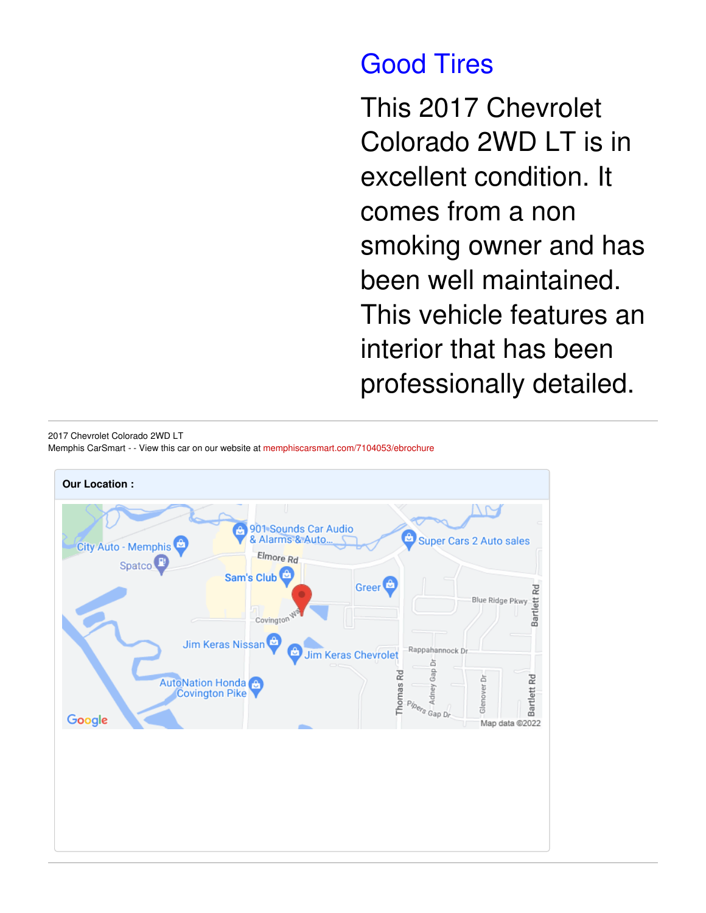## Good Tires

This 2017 Chevrolet Colorado 2WD LT is in excellent condition. It comes from a non smoking owner and has been well maintained. This vehicle features an interior that has been professionally detailed.

---

2017 Chevrolet Colorado 2WD LT
Memphis CarSmart - - View this car on our website at memphiscarsmart.com/7104053/ebrochure

**Our Location :**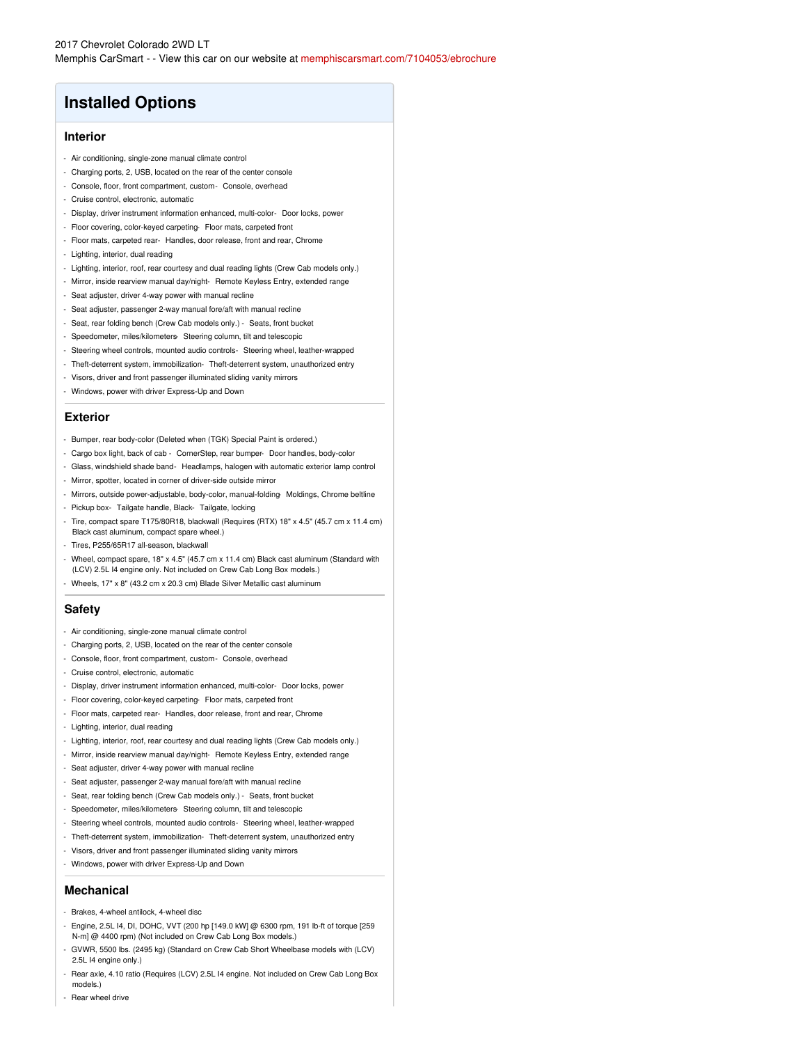2017 Chevrolet Colorado 2WD LT
Memphis CarSmart - - View this car on our website at memphiscarsmart.com/7104053/ebrochure

# Installed Options

## Interior

- Air conditioning, single-zone manual climate control
- Charging ports, 2, USB, located on the rear of the center console
- Console, floor, front compartment, custom
- Console, overhead
- Cruise control, electronic, automatic
- Display, driver instrument information enhanced, multi-color
- Door locks, power
- Floor covering, color-keyed carpeting
- Floor mats, carpeted front
- Floor mats, carpeted rear
- Handles, door release, front and rear, Chrome
- Lighting, interior, dual reading
- Lighting, interior, roof, rear courtesy and dual reading lights (Crew Cab models only.)
- Mirror, inside rearview manual day/night
- Remote Keyless Entry, extended range
- Seat adjuster, driver 4-way power with manual recline
- Seat adjuster, passenger 2-way manual fore/aft with manual recline
- Seat, rear folding bench (Crew Cab models only.)
- Seats, front bucket
- Speedometer, miles/kilometers
- Steering column, tilt and telescopic
- Steering wheel controls, mounted audio controls
- Steering wheel, leather-wrapped
- Theft-deterrent system, immobilization
- Theft-deterrent system, unauthorized entry
- Visors, driver and front passenger illuminated sliding vanity mirrors
- Windows, power with driver Express-Up and Down

## Exterior

- Bumper, rear body-color (Deleted when (TGK) Special Paint is ordered.)
- Cargo box light, back of cab
- CornerStep, rear bumper
- Door handles, body-color
- Glass, windshield shade band
- Headlamps, halogen with automatic exterior lamp control
- Mirror, spotter, located in corner of driver-side outside mirror
- Mirrors, outside power-adjustable, body-color, manual-folding
- Moldings, Chrome beltline
- Pickup box
- Tailgate handle, Black
- Tailgate, locking
- Tire, compact spare T175/80R18, blackwall (Requires (RTX) 18" x 4.5" (45.7 cm x 11.4 cm) Black cast aluminum, compact spare wheel.)
- Tires, P255/65R17 all-season, blackwall
- Wheel, compact spare, 18" x 4.5" (45.7 cm x 11.4 cm) Black cast aluminum (Standard with (LCV) 2.5L I4 engine only. Not included on Crew Cab Long Box models.)
- Wheels, 17" x 8" (43.2 cm x 20.3 cm) Blade Silver Metallic cast aluminum

## Safety

- Air conditioning, single-zone manual climate control
- Charging ports, 2, USB, located on the rear of the center console
- Console, floor, front compartment, custom
- Console, overhead
- Cruise control, electronic, automatic
- Display, driver instrument information enhanced, multi-color
- Door locks, power
- Floor covering, color-keyed carpeting
- Floor mats, carpeted front
- Floor mats, carpeted rear
- Handles, door release, front and rear, Chrome
- Lighting, interior, dual reading
- Lighting, interior, roof, rear courtesy and dual reading lights (Crew Cab models only.)
- Mirror, inside rearview manual day/night
- Remote Keyless Entry, extended range
- Seat adjuster, driver 4-way power with manual recline
- Seat adjuster, passenger 2-way manual fore/aft with manual recline
- Seat, rear folding bench (Crew Cab models only.)
- Seats, front bucket
- Speedometer, miles/kilometers
- Steering column, tilt and telescopic
- Steering wheel controls, mounted audio controls
- Steering wheel, leather-wrapped
- Theft-deterrent system, immobilization
- Theft-deterrent system, unauthorized entry
- Visors, driver and front passenger illuminated sliding vanity mirrors
- Windows, power with driver Express-Up and Down

## Mechanical

- Brakes, 4-wheel antilock, 4-wheel disc
- Engine, 2.5L I4, DI, DOHC, VVT (200 hp [149.0 kW] @ 6300 rpm, 191 lb-ft of torque [259 N-m] @ 4400 rpm) (Not included on Crew Cab Long Box models.)
- GVWR, 5500 lbs. (2495 kg) (Standard on Crew Cab Short Wheelbase models with (LCV) 2.5L I4 engine only.)
- Rear axle, 4.10 ratio (Requires (LCV) 2.5L I4 engine. Not included on Crew Cab Long Box models.)
- Rear wheel drive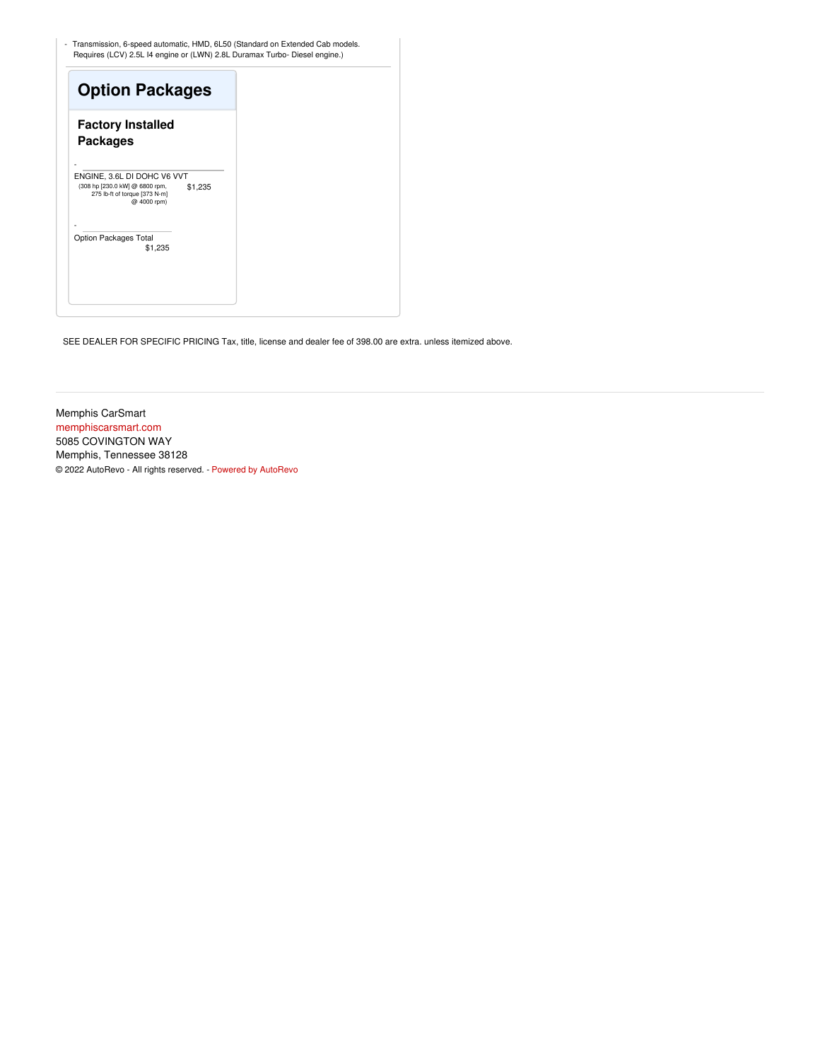- Transmission, 6-speed automatic, HMD, 6L50 (Standard on Extended Cab models. Requires (LCV) 2.5L I4 engine or (LWN) 2.8L Duramax Turbo- Diesel engine.)

## Option Packages

### Factory Installed Packages

-

ENGINE, 3.6L DI DOHC V6 VVT (308 hp [230.0 kW] @ 6800 rpm, 275 lb-ft of torque [373 N-m] @ 4000 rpm) $1,235

-

Option Packages Total $1,235

SEE DEALER FOR SPECIFIC PRICING Tax, title, license and dealer fee of 398.00 are extra. unless itemized above.

Memphis CarSmart
memphiscarsmart.com
5085 COVINGTON WAY
Memphis, Tennessee 38128
© 2022 AutoRevo - All rights reserved. - Powered by AutoRevo